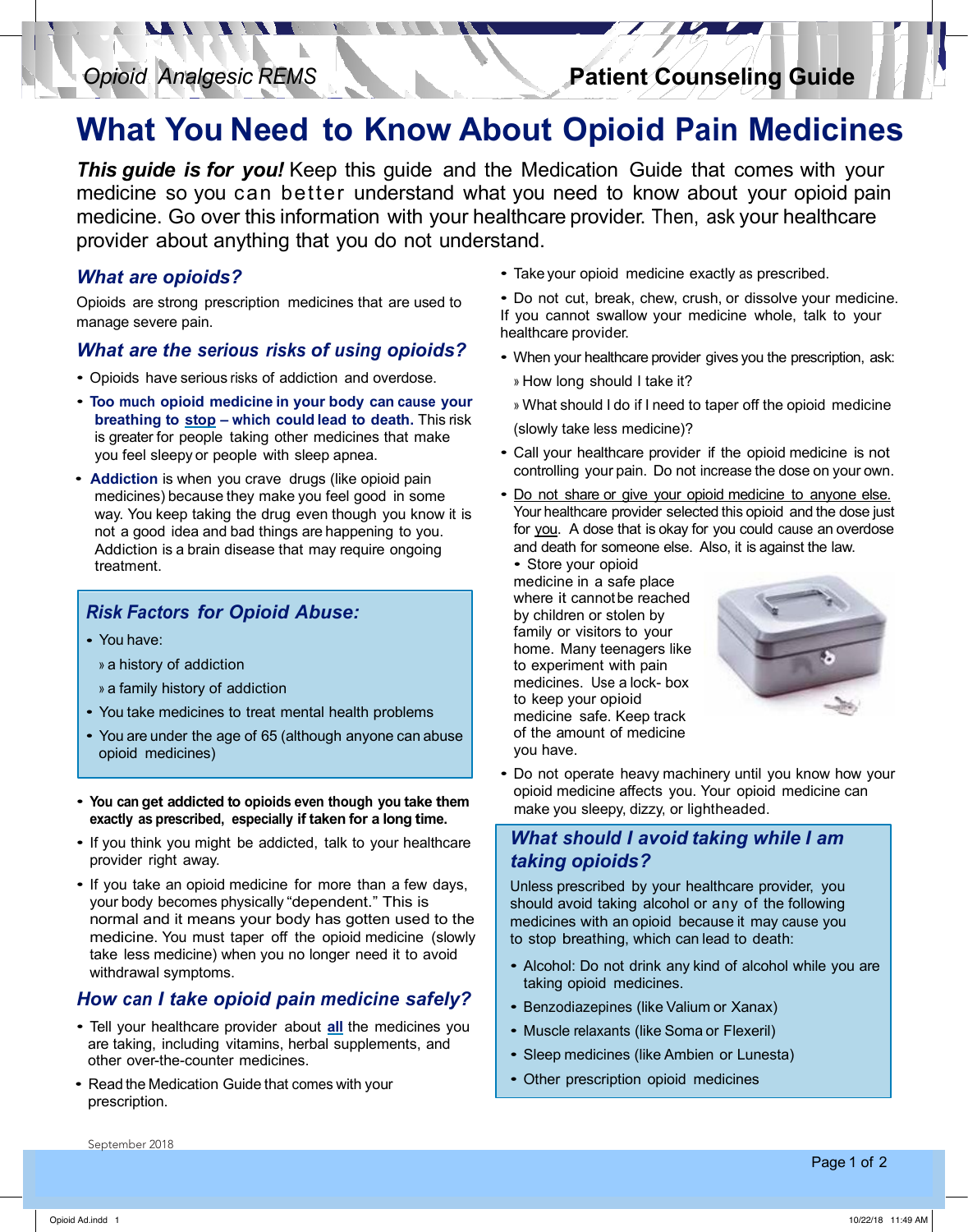# What You Need to Know About Opioid Pain Medicines

***This guide is for you!*** Keep this guide and the Medication Guide that comes with your medicine so you can better understand what you need to know about your opioid pain medicine. Go over this information with your healthcare provider. Then, ask your healthcare provider about anything that you do not understand.

## *What are opioids?*

Opioids are strong prescription medicines that are used to manage severe pain.

## *What are the serious risks of using opioids?*

- Opioids have serious risks of addiction and overdose.
- **Too much opioid medicine in your body can cause your breathing to stop – which could lead to death.** This risk is greater for people taking other medicines that make you feel sleepy or people with sleep apnea.
- **Addiction** is when you crave drugs (like opioid pain medicines) because they make you feel good in some way. You keep taking the drug even though you know it is not a good idea and bad things are happening to you. Addiction is a brain disease that may require ongoing treatment.

### *Risk Factors for Opioid Abuse:*

- You have:
  - a history of addiction
  - a family history of addiction
- You take medicines to treat mental health problems
- You are under the age of 65 (although anyone can abuse opioid medicines)

- **You can get addicted to opioids even though you take them exactly as prescribed, especially if taken for a long time.**
- If you think you might be addicted, talk to your healthcare provider right away.
- If you take an opioid medicine for more than a few days, your body becomes physically "dependent." This is normal and it means your body has gotten used to the medicine. You must taper off the opioid medicine (slowly take less medicine) when you no longer need it to avoid withdrawal symptoms.

## *How can I take opioid pain medicine safely?*

- Tell your healthcare provider about **all** the medicines you are taking, including vitamins, herbal supplements, and other over-the-counter medicines.
- Read the Medication Guide that comes with your prescription.
- Take your opioid medicine exactly as prescribed.
- Do not cut, break, chew, crush, or dissolve your medicine. If you cannot swallow your medicine whole, talk to your healthcare provider.
- When your healthcare provider gives you the prescription, ask:
  - How long should I take it?
  - What should I do if I need to taper off the opioid medicine (slowly take less medicine)?
- Call your healthcare provider if the opioid medicine is not controlling your pain. Do not increase the dose on your own.
- Do not share or give your opioid medicine to anyone else. Your healthcare provider selected this opioid and the dose just for you. A dose that is okay for you could cause an overdose and death for someone else. Also, it is against the law.
- Store your opioid medicine in a safe place where it cannot be reached by children or stolen by family or visitors to your home. Many teenagers like to experiment with pain medicines. Use a lock- box to keep your opioid medicine safe. Keep track of the amount of medicine you have.
- Do not operate heavy machinery until you know how your opioid medicine affects you. Your opioid medicine can make you sleepy, dizzy, or lightheaded.

### *What should I avoid taking while I am taking opioids?*

Unless prescribed by your healthcare provider, you should avoid taking alcohol or any of the following medicines with an opioid because it may cause you to stop breathing, which can lead to death:

- Alcohol: Do not drink any kind of alcohol while you are taking opioid medicines.
- Benzodiazepines (like Valium or Xanax)
- Muscle relaxants (like Soma or Flexeril)
- Sleep medicines (like Ambien or Lunesta)
- Other prescription opioid medicines

September 2018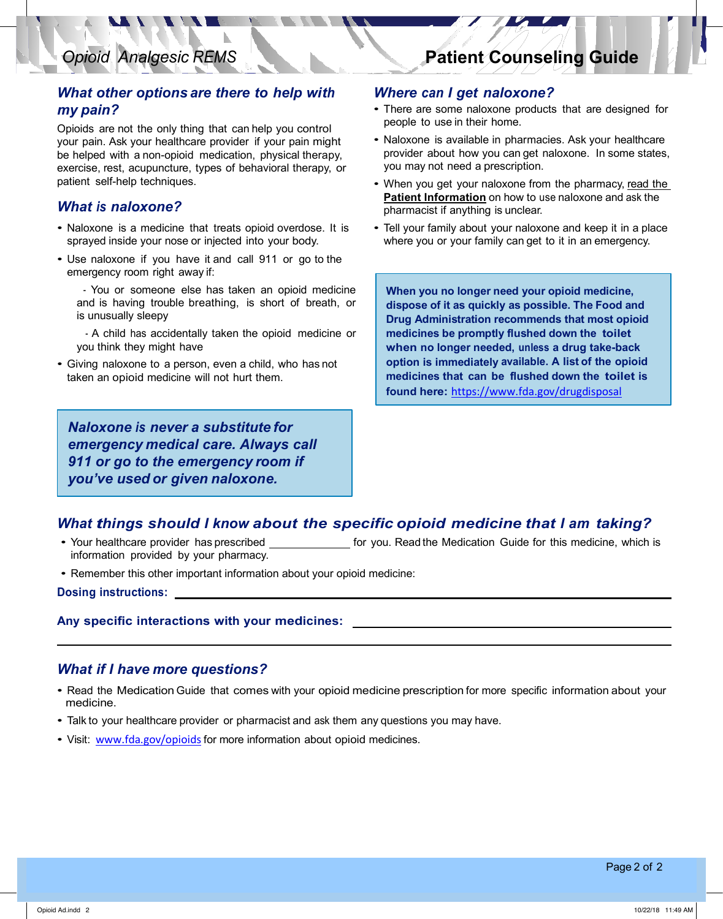## What other options are there to help with my pain?

Opioids are not the only thing that can help you control your pain. Ask your healthcare provider if your pain might be helped with a non-opioid medication, physical therapy, exercise, rest, acupuncture, types of behavioral therapy, or patient self-help techniques.

## What is naloxone?

- Naloxone is a medicine that treats opioid overdose. It is sprayed inside your nose or injected into your body.
- Use naloxone if you have it and call 911 or go to the emergency room right away if:
  - You or someone else has taken an opioid medicine and is having trouble breathing, is short of breath, or is unusually sleepy
  - A child has accidentally taken the opioid medicine or you think they might have
- Giving naloxone to a person, even a child, who has not taken an opioid medicine will not hurt them.

***Naloxone is never a substitute for emergency medical care. Always call 911 or go to the emergency room if you've used or given naloxone.***

## Where can I get naloxone?

- There are some naloxone products that are designed for people to use in their home.
- Naloxone is available in pharmacies. Ask your healthcare provider about how you can get naloxone. In some states, you may not need a prescription.
- When you get your naloxone from the pharmacy, read the **Patient Information** on how to use naloxone and ask the pharmacist if anything is unclear.
- Tell your family about your naloxone and keep it in a place where you or your family can get to it in an emergency.

**When you no longer need your opioid medicine, dispose of it as quickly as possible. The Food and Drug Administration recommends that most opioid medicines be promptly flushed down the toilet when no longer needed, unless a drug take-back option is immediately available. A list of the opioid medicines that can be flushed down the toilet is found here:** https://www.fda.gov/drugdisposal

## What things should I know about the specific opioid medicine that I am taking?

- Your healthcare provider has prescribed ____________ for you. Read the Medication Guide for this medicine, which is information provided by your pharmacy.
- Remember this other important information about your opioid medicine:

**Dosing instructions:** ______________________________________________

**Any specific interactions with your medicines:** ______________________________

______________________________________________________________

## What if I have more questions?

- Read the Medication Guide that comes with your opioid medicine prescription for more specific information about your medicine.
- Talk to your healthcare provider or pharmacist and ask them any questions you may have.
- Visit: www.fda.gov/opioids for more information about opioid medicines.